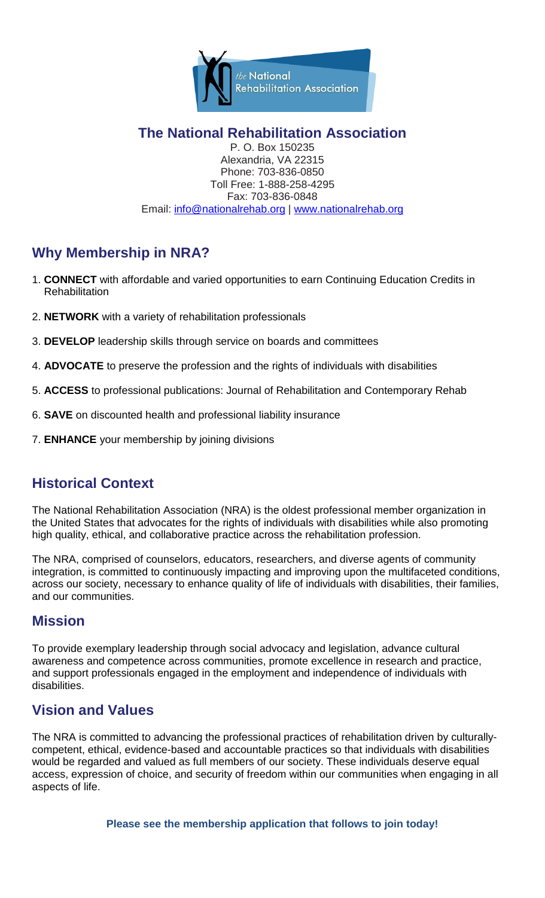# The National Rehabilitation Association

P. O. Box 150235
Alexandria, VA 22315
Phone: 703-836-0850
Toll Free: 1-888-258-4295
Fax: 703-836-0848
Email: [info@nationalrehab.org](mailto:info@nationalrehab.org) | [www.nationalrehab.org](http://www.nationalrehab.org)

## Why Membership in NRA?

1. **CONNECT** with affordable and varied opportunities to earn Continuing Education Credits in Rehabilitation
2. **NETWORK** with a variety of rehabilitation professionals
3. **DEVELOP** leadership skills through service on boards and committees
4. **ADVOCATE** to preserve the profession and the rights of individuals with disabilities
5. **ACCESS** to professional publications: Journal of Rehabilitation and Contemporary Rehab
6. **SAVE** on discounted health and professional liability insurance
7. **ENHANCE** your membership by joining divisions

## Historical Context

The National Rehabilitation Association (NRA) is the oldest professional member organization in the United States that advocates for the rights of individuals with disabilities while also promoting high quality, ethical, and collaborative practice across the rehabilitation profession.

The NRA, comprised of counselors, educators, researchers, and diverse agents of community integration, is committed to continuously impacting and improving upon the multifaceted conditions, across our society, necessary to enhance quality of life of individuals with disabilities, their families, and our communities.

## Mission

To provide exemplary leadership through social advocacy and legislation, advance cultural awareness and competence across communities, promote excellence in research and practice, and support professionals engaged in the employment and independence of individuals with disabilities.

## Vision and Values

The NRA is committed to advancing the professional practices of rehabilitation driven by culturally-competent, ethical, evidence-based and accountable practices so that individuals with disabilities would be regarded and valued as full members of our society. These individuals deserve equal access, expression of choice, and security of freedom within our communities when engaging in all aspects of life.

**Please see the membership application that follows to join today!**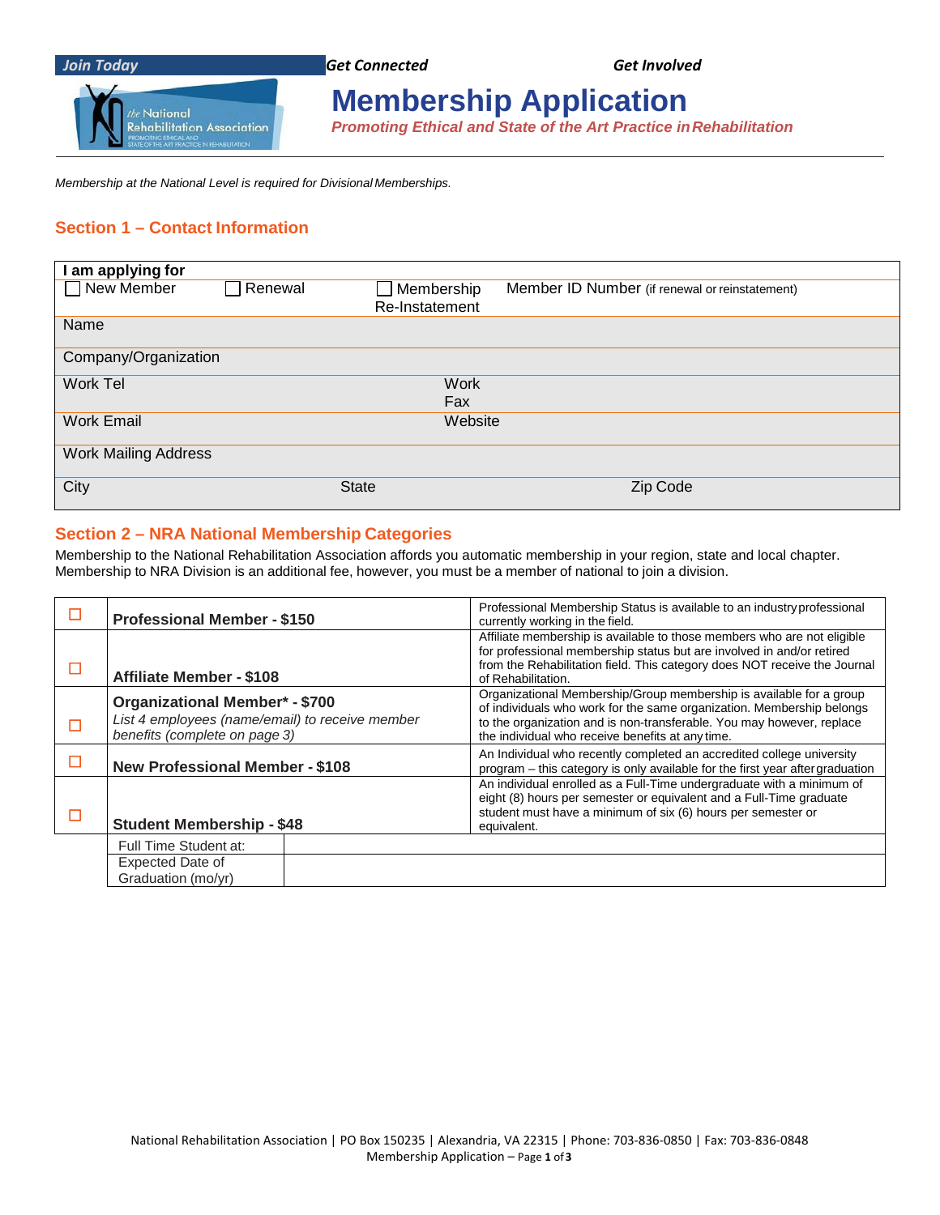Join Today | *Get Connected* | *Get Involved*

# Membership Application

***Promoting Ethical and State of the Art Practice in Rehabilitation***

*Membership at the National Level is required for Divisional Memberships.*

## Section 1 – Contact Information

| **I am applying for** | | | |
|---|---|---|---|
| ☐ New Member | ☐ Renewal | ☐ Membership Re-Instatement | Member ID Number (if renewal or reinstatement) |
| Name | | | |
| Company/Organization | | | |
| Work Tel | | Work Fax | |
| Work Email | | Website | |
| Work Mailing Address | | | |
| City | State | Zip Code | |

## Section 2 – NRA National Membership Categories

Membership to the National Rehabilitation Association affords you automatic membership in your region, state and local chapter. Membership to NRA Division is an additional fee, however, you must be a member of national to join a division.

| | Category | Description |
|---|---|---|
| ☐ | **Professional Member - $150** | Professional Membership Status is available to an industry professional currently working in the field. |
| ☐ | **Affiliate Member - $108** | Affiliate membership is available to those members who are not eligible for professional membership status but are involved in and/or retired from the Rehabilitation field. This category does NOT receive the Journal of Rehabilitation. |
| ☐ | **Organizational Member\* - $700**<br>*List 4 employees (name/email) to receive member benefits (complete on page 3)* | Organizational Membership/Group membership is available for a group of individuals who work for the same organization. Membership belongs to the organization and is non-transferable. You may however, replace the individual who receive benefits at any time. |
| ☐ | **New Professional Member - $108** | An Individual who recently completed an accredited college university program – this category is only available for the first year after graduation |
| ☐ | **Student Membership - $48** | An individual enrolled as a Full-Time undergraduate with a minimum of eight (8) hours per semester or equivalent and a Full-Time graduate student must have a minimum of six (6) hours per semester or equivalent. |

| Full Time Student at: | |
|---|---|
| Expected Date of Graduation (mo/yr) | |

National Rehabilitation Association | PO Box 150235 | Alexandria, VA 22315 | Phone: 703-836-0850 | Fax: 703-836-0848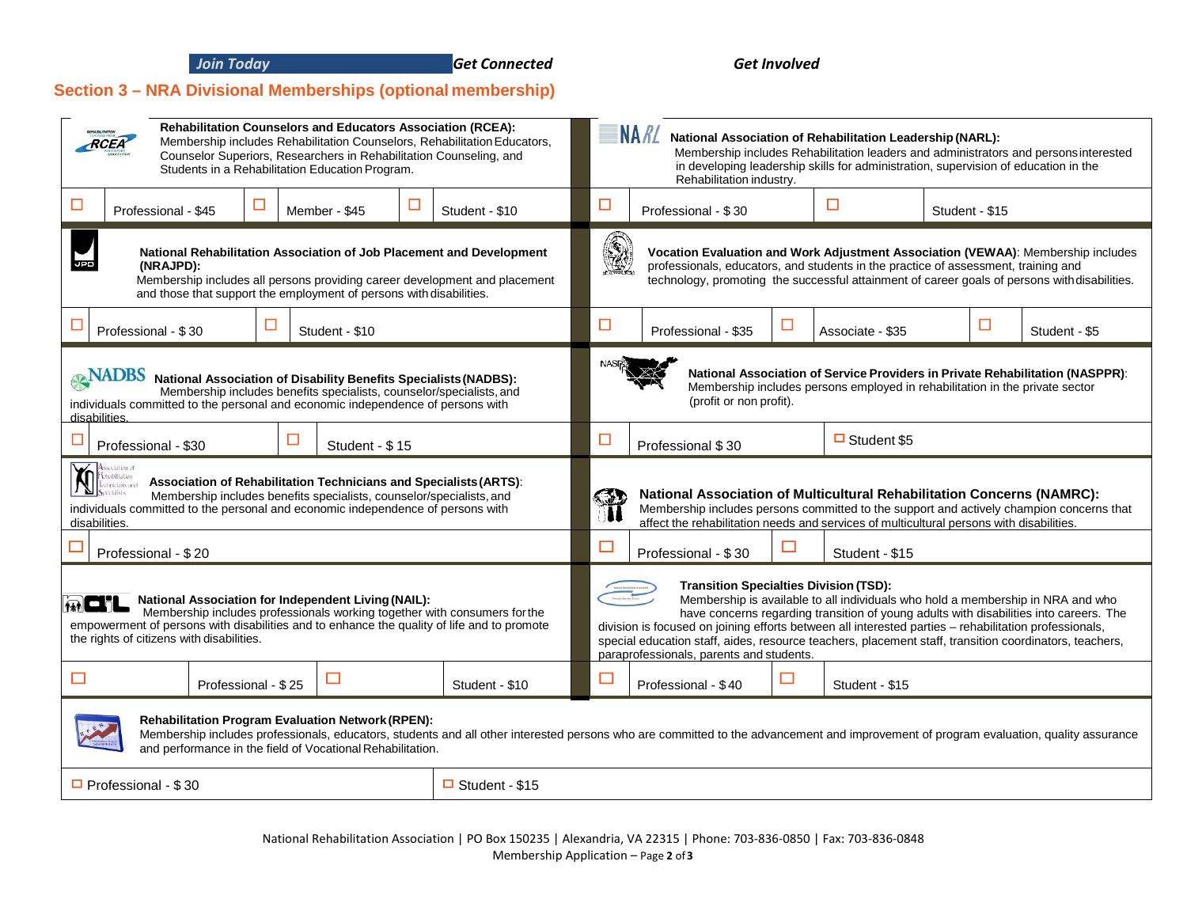*Join Today* *Get Connected* *Get Involved*

## Section 3 – NRA Divisional Memberships (optional membership)

**Rehabilitation Counselors and Educators Association (RCEA):**
Membership includes Rehabilitation Counselors, Rehabilitation Educators, Counselor Superiors, Researchers in Rehabilitation Counseling, and Students in a Rehabilitation Education Program.

- ☐ Professional - $45
- ☐ Member - $45
- ☐ Student - $10

**National Association of Rehabilitation Leadership (NARL):**
Membership includes Rehabilitation leaders and administrators and persons interested in developing leadership skills for administration, supervision of education in the Rehabilitation industry.

- ☐ Professional - $ 30
- ☐ Student - $15

**National Rehabilitation Association of Job Placement and Development (NRAJPD):**
Membership includes all persons providing career development and placement and those that support the employment of persons with disabilities.

- ☐ Professional - $ 30
- ☐ Student - $10

**Vocation Evaluation and Work Adjustment Association (VEWAA)**: Membership includes professionals, educators, and students in the practice of assessment, training and technology, promoting the successful attainment of career goals of persons with disabilities.

- ☐ Professional - $35
- ☐ Associate - $35
- ☐ Student - $5

**National Association of Disability Benefits Specialists (NADBS):**
Membership includes benefits specialists, counselor/specialists, and individuals committed to the personal and economic independence of persons with disabilities.

- ☐ Professional - $30
- ☐ Student - $ 15

**National Association of Service Providers in Private Rehabilitation (NASPPR)**:
Membership includes persons employed in rehabilitation in the private sector (profit or non profit).

- ☐ Professional $ 30
- ☐ Student $5

**Association of Rehabilitation Technicians and Specialists (ARTS)**:
Membership includes benefits specialists, counselor/specialists, and individuals committed to the personal and economic independence of persons with disabilities.

- ☐ Professional - $ 20

**National Association of Multicultural Rehabilitation Concerns (NAMRC):**
Membership includes persons committed to the support and actively champion concerns that affect the rehabilitation needs and services of multicultural persons with disabilities.

- ☐ Professional - $ 30
- ☐ Student - $15

**National Association for Independent Living (NAIL):**
Membership includes professionals working together with consumers for the empowerment of persons with disabilities and to enhance the quality of life and to promote the rights of citizens with disabilities.

- ☐ Professional - $ 25
- ☐ Student - $10

**Transition Specialties Division (TSD):**
Membership is available to all individuals who hold a membership in NRA and who have concerns regarding transition of young adults with disabilities into careers. The division is focused on joining efforts between all interested parties – rehabilitation professionals, special education staff, aides, resource teachers, placement staff, transition coordinators, teachers, paraprofessionals, parents and students.

- ☐ Professional - $ 40
- ☐ Student - $15

**Rehabilitation Program Evaluation Network (RPEN):**
Membership includes professionals, educators, students and all other interested persons who are committed to the advancement and improvement of program evaluation, quality assurance and performance in the field of Vocational Rehabilitation.

- ☐ Professional - $ 30
- ☐ Student - $15

National Rehabilitation Association | PO Box 150235 | Alexandria, VA 22315 | Phone: 703-836-0850 | Fax: 703-836-0848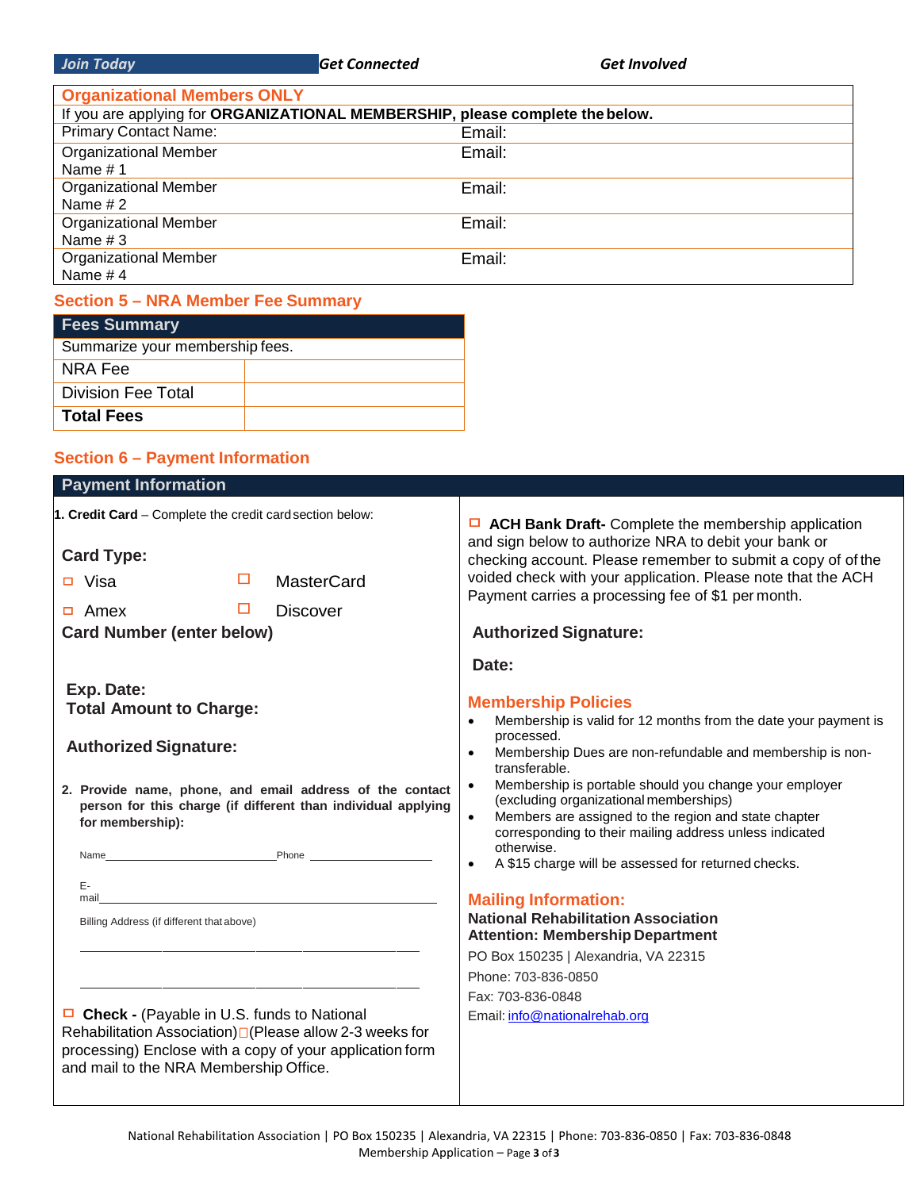Join Today | Get Connected | Get Involved

| Organizational Members ONLY | |
|---|---|
| If you are applying for **ORGANIZATIONAL MEMBERSHIP, please complete the below.** | |
| Primary Contact Name: | Email: |
| Organizational Member Name # 1 | Email: |
| Organizational Member Name # 2 | Email: |
| Organizational Member Name # 3 | Email: |
| Organizational Member Name # 4 | Email: |

## Section 5 – NRA Member Fee Summary

| Fees Summary | |
|---|---|
| Summarize your membership fees. | |
| NRA Fee | |
| Division Fee Total | |
| **Total Fees** | |

## Section 6 – Payment Information

### Payment Information

**1. Credit Card** – Complete the credit card section below:

**Card Type:**

☐ Visa ☐ MasterCard

☐ Amex ☐ Discover

**Card Number (enter below)**

**Exp. Date:**

**Total Amount to Charge:**

**Authorized Signature:**

**2. Provide name, phone, and email address of the contact person for this charge (if different than individual applying for membership):**

Name\_\_\_\_\_\_\_\_\_\_\_\_\_\_\_\_\_\_\_\_\_\_\_\_\_\_\_ Phone \_\_\_\_\_\_\_\_\_\_\_\_\_\_\_\_\_\_\_\_

E-mail\_\_\_\_\_\_\_\_\_\_\_\_\_\_\_\_\_\_\_\_\_\_\_\_\_\_\_\_\_\_\_\_\_\_\_\_\_\_\_\_\_\_\_\_\_\_\_\_\_\_\_\_

Billing Address (if different that above)

\_\_\_\_\_\_\_\_\_\_\_\_\_\_\_\_\_\_\_\_\_\_\_\_\_\_\_\_\_\_\_\_\_\_\_\_\_\_\_\_\_\_\_\_\_\_\_\_\_\_\_\_

\_\_\_\_\_\_\_\_\_\_\_\_\_\_\_\_\_\_\_\_\_\_\_\_\_\_\_\_\_\_\_\_\_\_\_\_\_\_\_\_\_\_\_\_\_\_\_\_\_\_\_\_

☐ **Check -** (Payable in U.S. funds to National Rehabilitation Association) ☐ (Please allow 2-3 weeks for processing) Enclose with a copy of your application form and mail to the NRA Membership Office.

☐ **ACH Bank Draft-** Complete the membership application and sign below to authorize NRA to debit your bank or checking account. Please remember to submit a copy of of the voided check with your application. Please note that the ACH Payment carries a processing fee of $1 per month.

**Authorized Signature:**

**Date:**

### Membership Policies

- Membership is valid for 12 months from the date your payment is processed.
- Membership Dues are non-refundable and membership is non-transferable.
- Membership is portable should you change your employer (excluding organizational memberships)
- Members are assigned to the region and state chapter corresponding to their mailing address unless indicated otherwise.
- A $15 charge will be assessed for returned checks.

### Mailing Information:

**National Rehabilitation Association**
**Attention: Membership Department**

PO Box 150235 | Alexandria, VA 22315

Phone: 703-836-0850

Fax: 703-836-0848

Email: info@nationalrehab.org